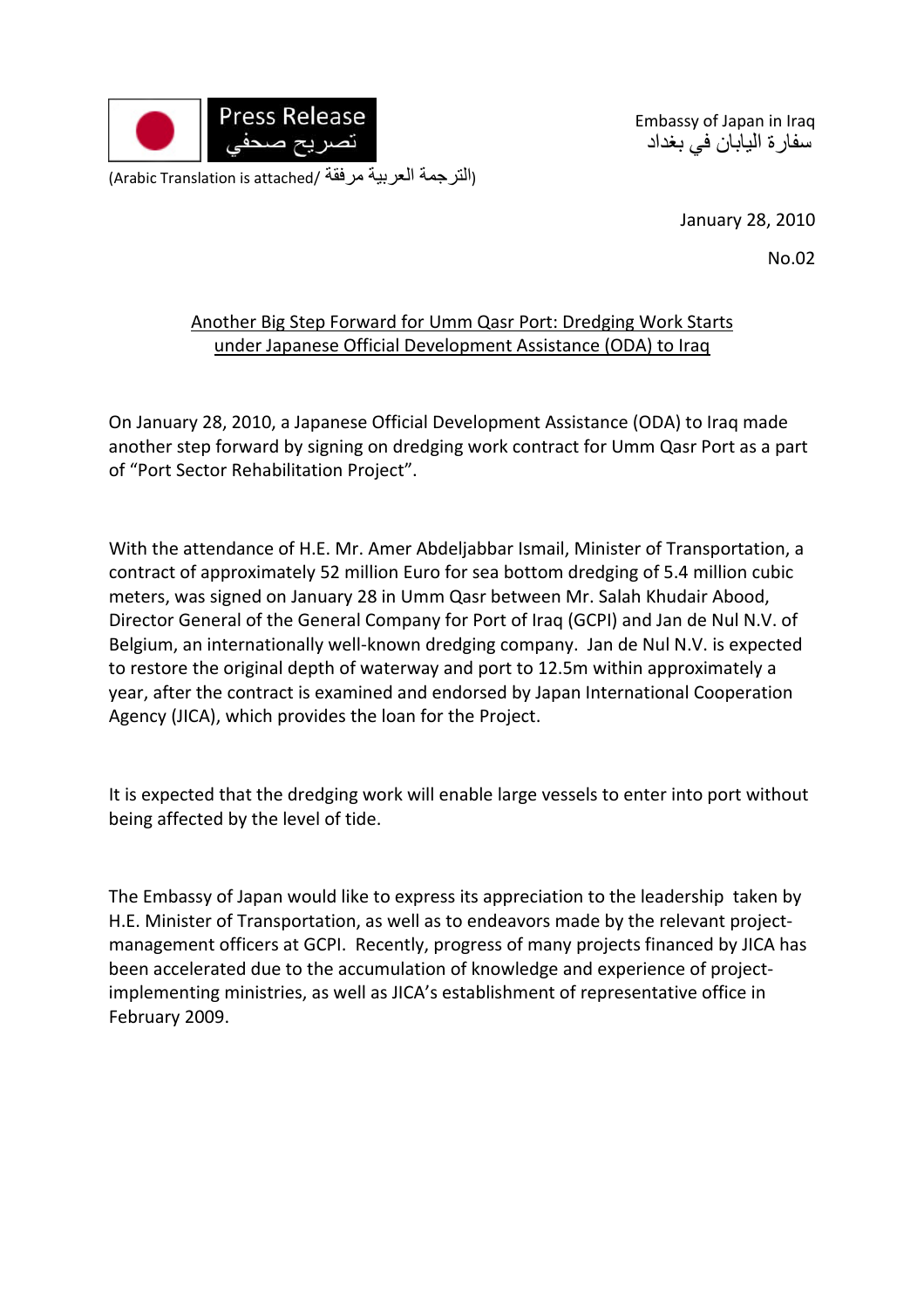Press Release
تصريح صحفي

(Arabic Translation is attached/ الترجمة العربية مرفقة)

Embassy of Japan in Iraq
سفارة اليابان في بغداد

January 28, 2010

No.02

## Another Big Step Forward for Umm Qasr Port: Dredging Work Starts under Japanese Official Development Assistance (ODA) to Iraq

On January 28, 2010, a Japanese Official Development Assistance (ODA) to Iraq made another step forward by signing on dredging work contract for Umm Qasr Port as a part of "Port Sector Rehabilitation Project".

With the attendance of H.E. Mr. Amer Abdeljabbar Ismail, Minister of Transportation, a contract of approximately 52 million Euro for sea bottom dredging of 5.4 million cubic meters, was signed on January 28 in Umm Qasr between Mr. Salah Khudair Abood, Director General of the General Company for Port of Iraq (GCPI) and Jan de Nul N.V. of Belgium, an internationally well-known dredging company. Jan de Nul N.V. is expected to restore the original depth of waterway and port to 12.5m within approximately a year, after the contract is examined and endorsed by Japan International Cooperation Agency (JICA), which provides the loan for the Project.

It is expected that the dredging work will enable large vessels to enter into port without being affected by the level of tide.

The Embassy of Japan would like to express its appreciation to the leadership taken by H.E. Minister of Transportation, as well as to endeavors made by the relevant project-management officers at GCPI. Recently, progress of many projects financed by JICA has been accelerated due to the accumulation of knowledge and experience of project-implementing ministries, as well as JICA's establishment of representative office in February 2009.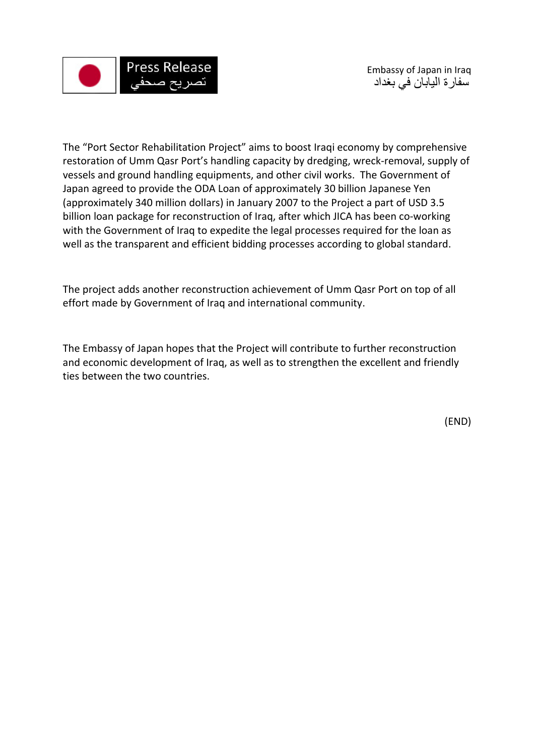The "Port Sector Rehabilitation Project" aims to boost Iraqi economy by comprehensive restoration of Umm Qasr Port's handling capacity by dredging, wreck-removal, supply of vessels and ground handling equipments, and other civil works. The Government of Japan agreed to provide the ODA Loan of approximately 30 billion Japanese Yen (approximately 340 million dollars) in January 2007 to the Project a part of USD 3.5 billion loan package for reconstruction of Iraq, after which JICA has been co-working with the Government of Iraq to expedite the legal processes required for the loan as well as the transparent and efficient bidding processes according to global standard.

The project adds another reconstruction achievement of Umm Qasr Port on top of all effort made by Government of Iraq and international community.

The Embassy of Japan hopes that the Project will contribute to further reconstruction and economic development of Iraq, as well as to strengthen the excellent and friendly ties between the two countries.

(END)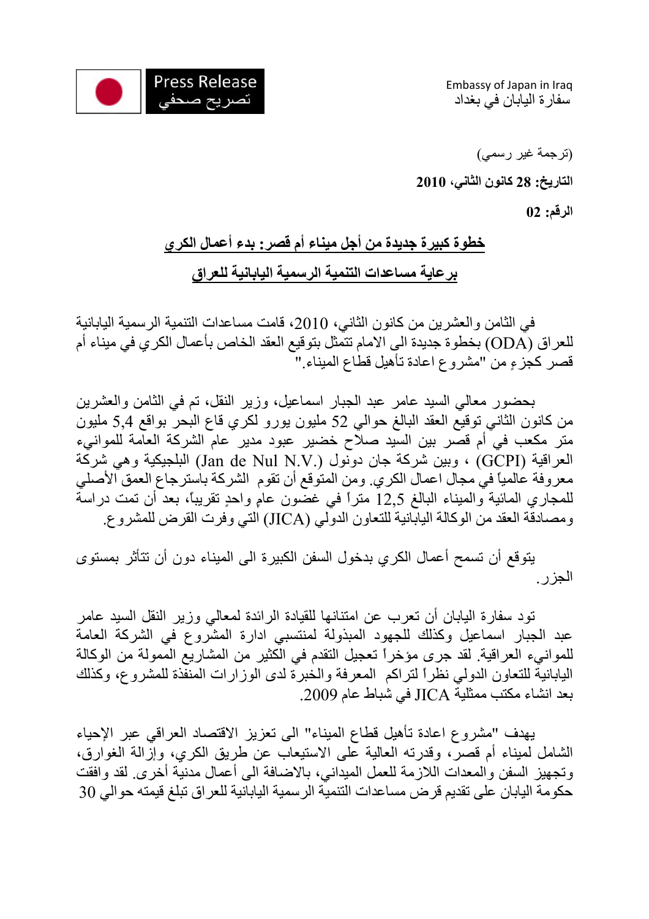Press Release
تصريح صحفي

Embassy of Japan in Iraq
سفارة اليابان في بغداد

(ترجمة غير رسمي)

**التاريخ: 28 كانون الثاني، 2010**

**الرقم: 02**

## خطوة كبيرة جديدة من أجل ميناء أم قصر: بدء أعمال الكري

## برعاية مساعدات التنمية الرسمية اليابانية للعراق

في الثامن والعشرين من كانون الثاني، 2010، قامت مساعدات التنمية الرسمية اليابانية للعراق (ODA) بخطوة جديدة الى الامام تتمثل بتوقيع العقد الخاص بأعمال الكري في ميناء أم قصر كجزءٍ من "مشروع اعادة تأهيل قطاع الميناء."

بحضور معالي السيد عامر عبد الجبار اسماعيل، وزير النقل، تم في الثامن والعشرين من كانون الثاني توقيع العقد البالغ حوالي 52 مليون يورو لكري قاع البحر بواقع 5,4 مليون متر مكعب في أم قصر بين السيد صلاح خضير عبود مدير عام الشركة العامة للموانيء العراقية (GCPI) ، وبين شركة جان دونول (Jan de Nul N.V.) البلجيكية وهي شركة معروفة عالمياً في مجال اعمال الكري. ومن المتوقع أن تقوم الشركة باسترجاع العمق الأصلي للمجاري المائية والميناء البالغ 12,5 متراً في غضون عامٍ واحدٍ تقريباً، بعد أن تمت دراسة ومصادقة العقد من الوكالة اليابانية للتعاون الدولي (JICA) التي وفرت القرض للمشروع.

يتوقع أن تسمح أعمال الكري بدخول السفن الكبيرة الى الميناء دون أن تتأثر بمستوى الجزر.

تود سفارة اليابان أن تعرب عن امتنانها للقيادة الرائدة لمعالي وزير النقل السيد عامر عبد الجبار اسماعيل وكذلك للجهود المبذولة لمنتسبي ادارة المشروع في الشركة العامة للموانيء العراقية. لقد جرى مؤخراً تعجيل التقدم في الكثير من المشاريع الممولة من الوكالة اليابانية للتعاون الدولي نظراً لتراكم المعرفة والخبرة لدى الوزارات المنفذة للمشروع، وكذلك بعد انشاء مكتب ممثلية JICA في شباط عام 2009.

يهدف "مشروع اعادة تأهيل قطاع الميناء" الى تعزيز الاقتصاد العراقي عبر الإحياء الشامل لميناء أم قصر، وقدرته العالية على الاستيعاب عن طريق الكري، وإزالة الغوارق، وتجهيز السفن والمعدات اللازمة للعمل الميداني، بالاضافة الى أعمال مدنية أخرى. لقد وافقت حكومة اليابان على تقديم قرض مساعدات التنمية الرسمية اليابانية للعراق تبلغ قيمته حوالي 30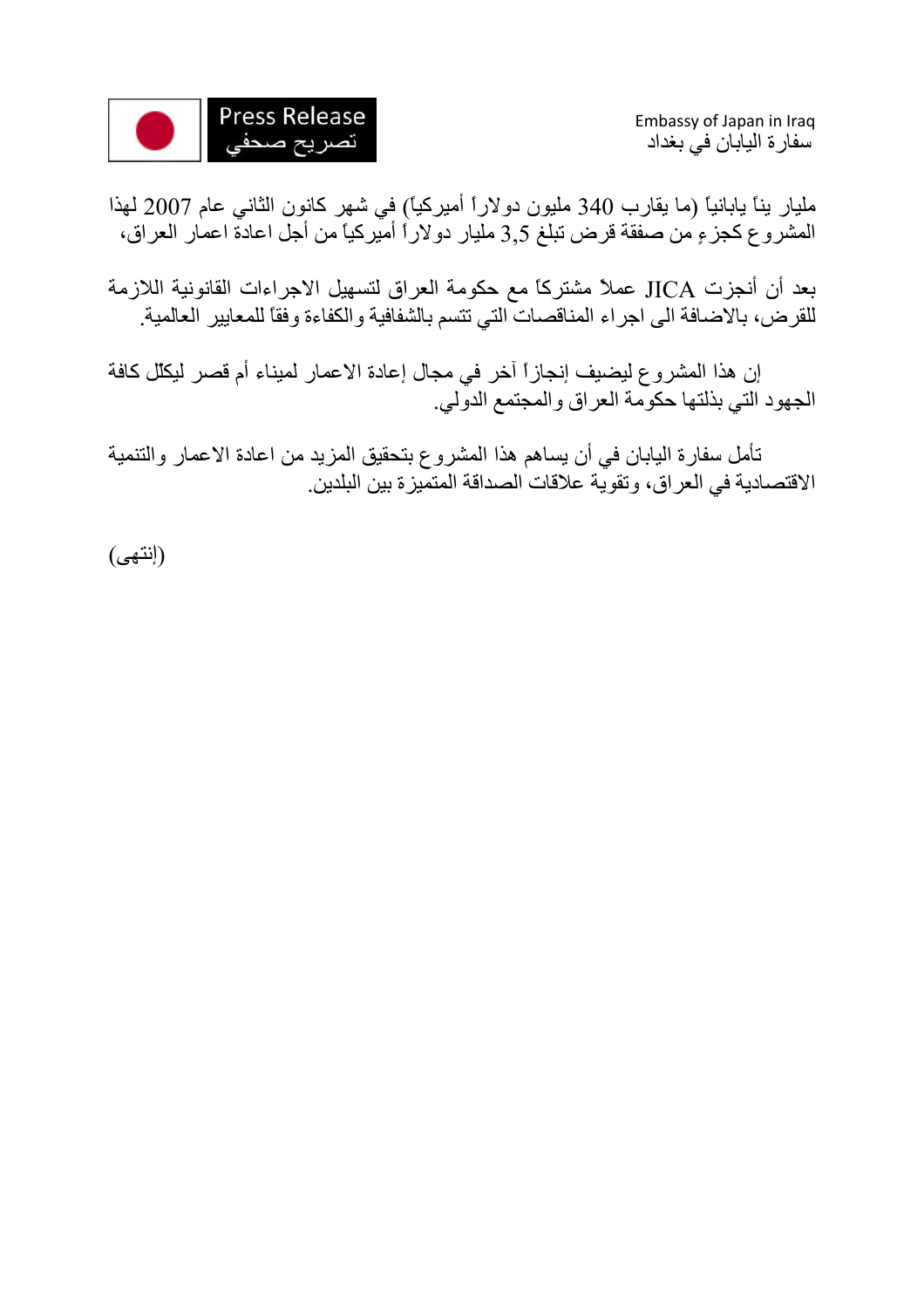Press Release

تصريح صحفي

Embassy of Japan in Iraq

سفارة اليابان في بغداد

مليار يناً يابانياً (ما يقارب 340 مليون دولاراً أميركياً) في شهر كانون الثاني عام 2007 لهذا المشروع كجزءٍ من صفقة قرض تبلغ 3,5 مليار دولاراً أميركياً من أجل اعادة اعمار العراق،

بعد أن أنجزت JICA عملاً مشتركاً مع حكومة العراق لتسهيل الاجراءات القانونية اللازمة للقرض، بالاضافة الى اجراء المناقصات التي تتسم بالشفافية والكفاءة وفقاً للمعايير العالمية.

إن هذا المشروع ليضيف إنجازاً آخر في مجال إعادة الاعمار لميناء أم قصر ليكلّل كافة الجهود التي بذلتها حكومة العراق والمجتمع الدولي.

تأمل سفارة اليابان في أن يساهم هذا المشروع بتحقيق المزيد من اعادة الاعمار والتنمية الاقتصادية في العراق، وتقوية علاقات الصداقة المتميزة بين البلدين.

(إنتهى)